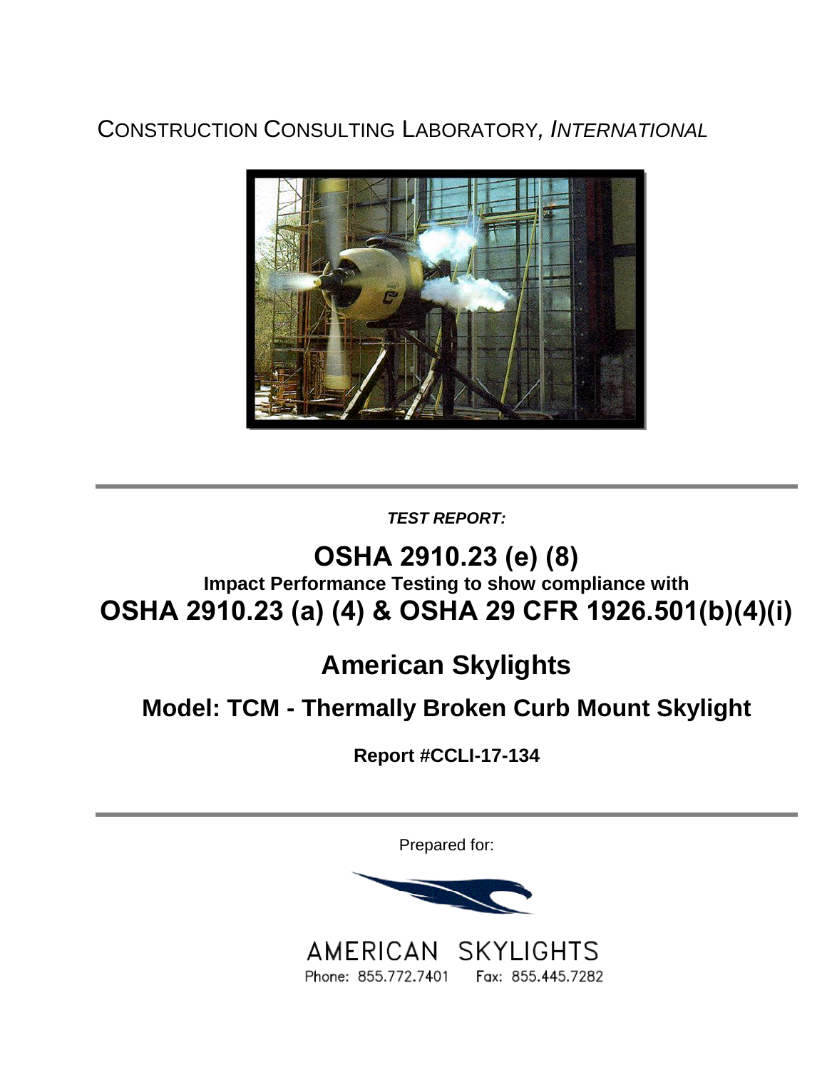CONSTRUCTION CONSULTING LABORATORY, *INTERNATIONAL*

***TEST REPORT:***

# OSHA 2910.23 (e) (8)

**Impact Performance Testing to show compliance with**

# OSHA 2910.23 (a) (4) & OSHA 29 CFR 1926.501(b)(4)(i)

## American Skylights

## Model: TCM - Thermally Broken Curb Mount Skylight

**Report #CCLI-17-134**

Prepared for:

AMERICAN SKYLIGHTS

Phone: 855.772.7401 Fax: 855.445.7282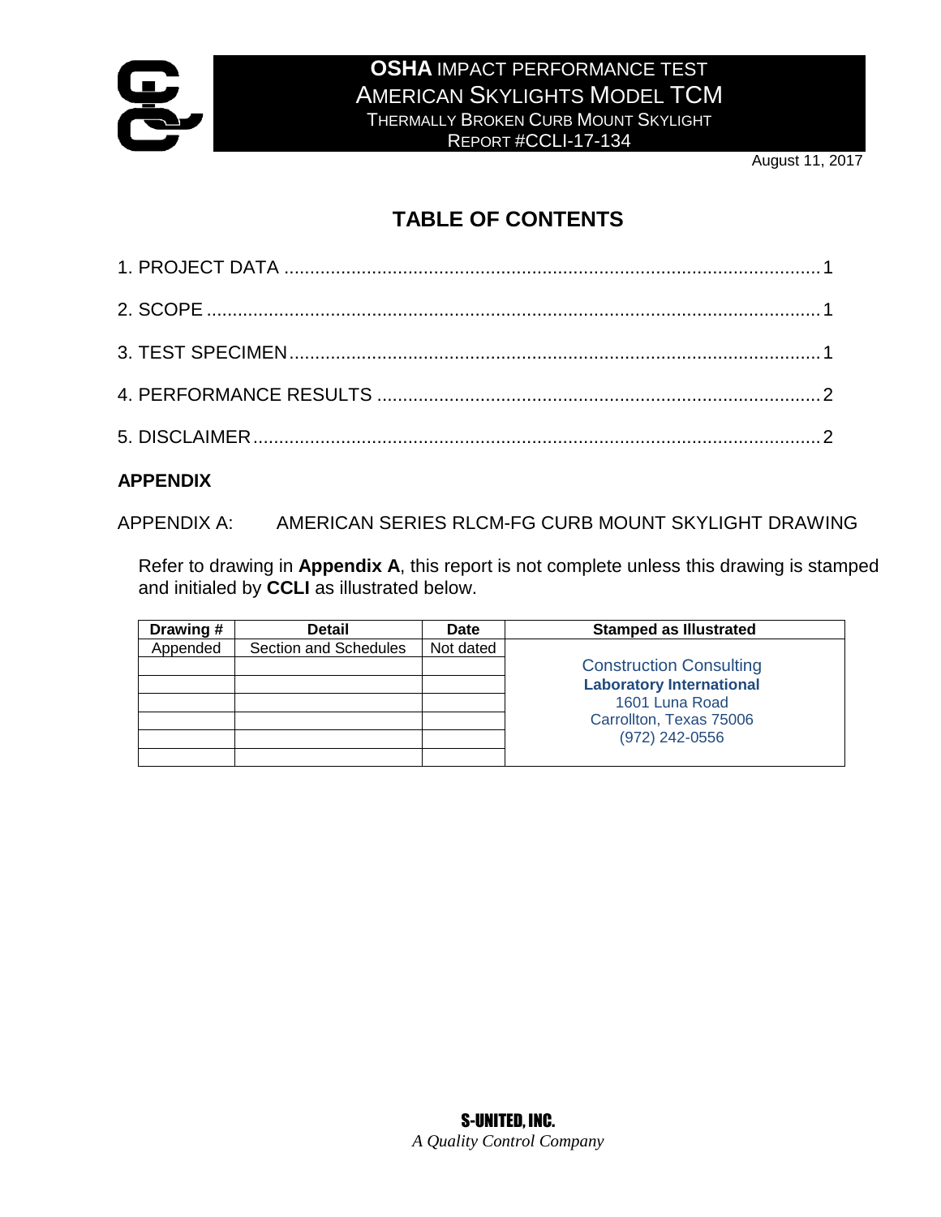# TABLE OF CONTENTS

1. PROJECT DATA ........................................................................................................ 1

2. SCOPE ...................................................................................................................... 1

3. TEST SPECIMEN ....................................................................................................... 1

4. PERFORMANCE RESULTS ..................................................................................... 2

5. DISCLAIMER .............................................................................................................. 2

**APPENDIX**

APPENDIX A: AMERICAN SERIES RLCM-FG CURB MOUNT SKYLIGHT DRAWING

Refer to drawing in **Appendix A**, this report is not complete unless this drawing is stamped and initialed by **CCLI** as illustrated below.

| Drawing # | Detail | Date | Stamped as Illustrated |
|---|---|---|---|
| Appended | Section and Schedules | Not dated | Construction Consulting **Laboratory International** 1601 Luna Road Carrollton, Texas 75006 (972) 242-0556 |
| | | | |
| | | | |
| | | | |
| | | | |
| | | | |
| | | | |

**S-UNITED, INC.**
*A Quality Control Company*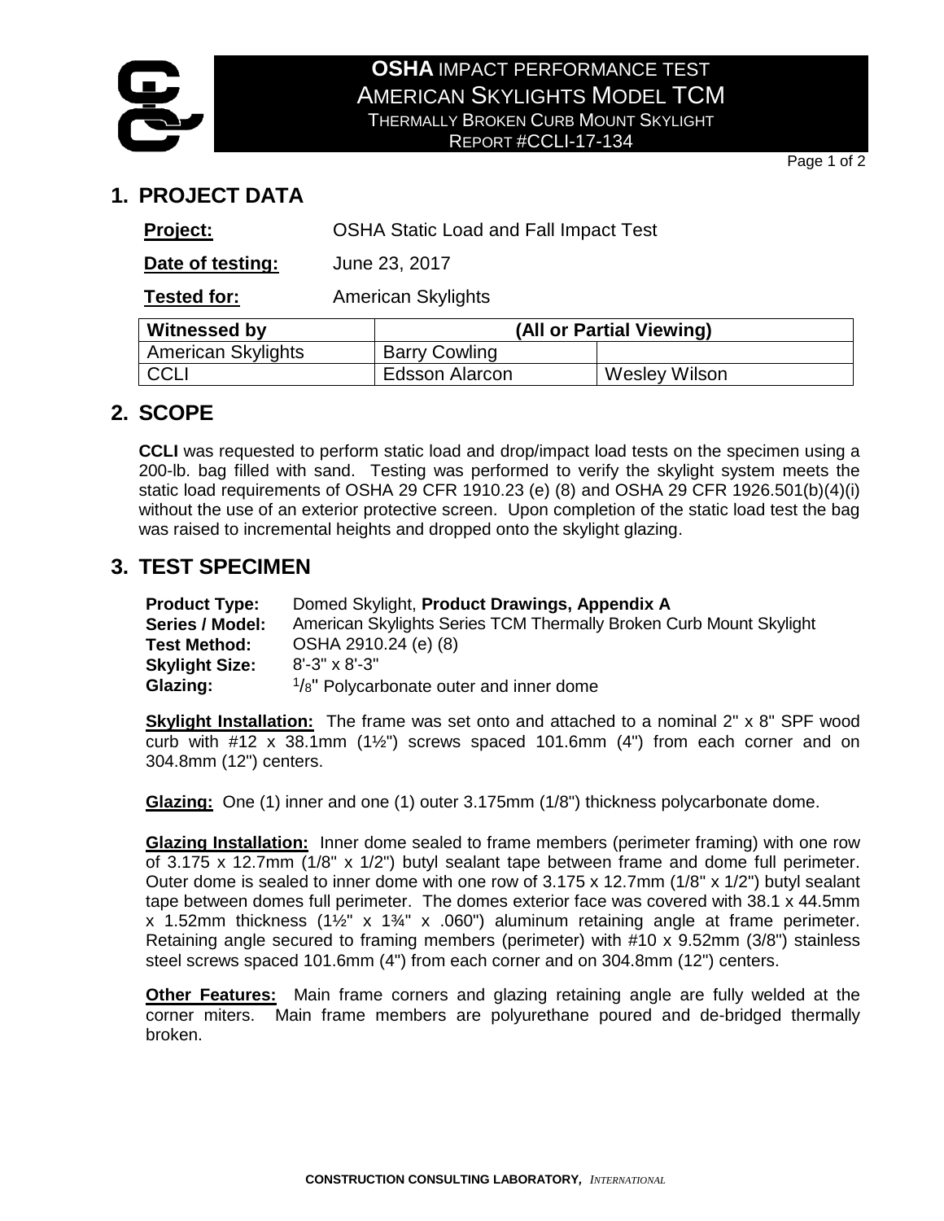# OSHA IMPACT PERFORMANCE TEST
## AMERICAN SKYLIGHTS MODEL TCM
### THERMALLY BROKEN CURB MOUNT SKYLIGHT
### REPORT #CCLI-17-134

## 1. PROJECT DATA

**Project:** OSHA Static Load and Fall Impact Test

**Date of testing:** June 23, 2017

**Tested for:** American Skylights

| Witnessed by | (All or Partial Viewing) | |
|---|---|---|
| American Skylights | Barry Cowling | |
| CCLI | Edsson Alarcon | Wesley Wilson |

## 2. SCOPE

**CCLI** was requested to perform static load and drop/impact load tests on the specimen using a 200-lb. bag filled with sand. Testing was performed to verify the skylight system meets the static load requirements of OSHA 29 CFR 1910.23 (e) (8) and OSHA 29 CFR 1926.501(b)(4)(i) without the use of an exterior protective screen. Upon completion of the static load test the bag was raised to incremental heights and dropped onto the skylight glazing.

## 3. TEST SPECIMEN

**Product Type:** Domed Skylight, **Product Drawings, Appendix A**
**Series / Model:** American Skylights Series TCM Thermally Broken Curb Mount Skylight
**Test Method:** OSHA 2910.24 (e) (8)
**Skylight Size:** 8'-3" x 8'-3"
**Glazing:** 1/8" Polycarbonate outer and inner dome

**Skylight Installation:** The frame was set onto and attached to a nominal 2" x 8" SPF wood curb with #12 x 38.1mm (1½") screws spaced 101.6mm (4") from each corner and on 304.8mm (12") centers.

**Glazing:** One (1) inner and one (1) outer 3.175mm (1/8") thickness polycarbonate dome.

**Glazing Installation:** Inner dome sealed to frame members (perimeter framing) with one row of 3.175 x 12.7mm (1/8" x 1/2") butyl sealant tape between frame and dome full perimeter. Outer dome is sealed to inner dome with one row of 3.175 x 12.7mm (1/8" x 1/2") butyl sealant tape between domes full perimeter. The domes exterior face was covered with 38.1 x 44.5mm x 1.52mm thickness (1½" x 1¾" x .060") aluminum retaining angle at frame perimeter. Retaining angle secured to framing members (perimeter) with #10 x 9.52mm (3/8") stainless steel screws spaced 101.6mm (4") from each corner and on 304.8mm (12") centers.

**Other Features:** Main frame corners and glazing retaining angle are fully welded at the corner miters. Main frame members are polyurethane poured and de-bridged thermally broken.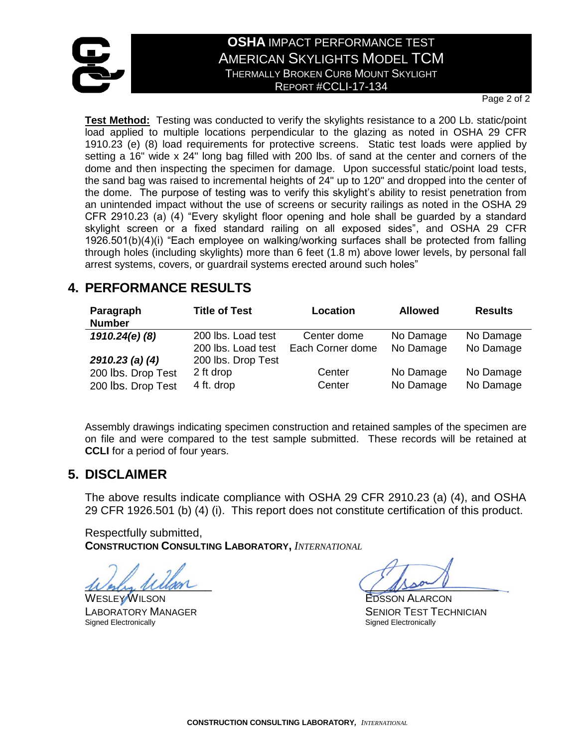**Test Method:** Testing was conducted to verify the skylights resistance to a 200 Lb. static/point load applied to multiple locations perpendicular to the glazing as noted in OSHA 29 CFR 1910.23 (e) (8) load requirements for protective screens. Static test loads were applied by setting a 16" wide x 24" long bag filled with 200 lbs. of sand at the center and corners of the dome and then inspecting the specimen for damage. Upon successful static/point load tests, the sand bag was raised to incremental heights of 24" up to 120" and dropped into the center of the dome. The purpose of testing was to verify this skylight's ability to resist penetration from an unintended impact without the use of screens or security railings as noted in the OSHA 29 CFR 2910.23 (a) (4) "Every skylight floor opening and hole shall be guarded by a standard skylight screen or a fixed standard railing on all exposed sides", and OSHA 29 CFR 1926.501(b)(4)(i) "Each employee on walking/working surfaces shall be protected from falling through holes (including skylights) more than 6 feet (1.8 m) above lower levels, by personal fall arrest systems, covers, or guardrail systems erected around such holes"

## 4. PERFORMANCE RESULTS

| Paragraph Number | Title of Test | Location | Allowed | Results |
|---|---|---|---|---|
| ***1910.24(e) (8)*** | 200 lbs. Load test | Center dome | No Damage | No Damage |
| | 200 lbs. Load test | Each Corner dome | No Damage | No Damage |
| ***2910.23 (a) (4)*** | 200 lbs. Drop Test | | | |
| 200 lbs. Drop Test | 2 ft drop | Center | No Damage | No Damage |
| 200 lbs. Drop Test | 4 ft. drop | Center | No Damage | No Damage |

Assembly drawings indicating specimen construction and retained samples of the specimen are on file and were compared to the test sample submitted. These records will be retained at **CCLI** for a period of four years.

## 5. DISCLAIMER

The above results indicate compliance with OSHA 29 CFR 2910.23 (a) (4), and OSHA 29 CFR 1926.501 (b) (4) (i). This report does not constitute certification of this product.

Respectfully submitted,
**CONSTRUCTION CONSULTING LABORATORY,** *INTERNATIONAL*

WESLEY WILSON
LABORATORY MANAGER
Signed Electronically

EDSSON ALARCON
SENIOR TEST TECHNICIAN
Signed Electronically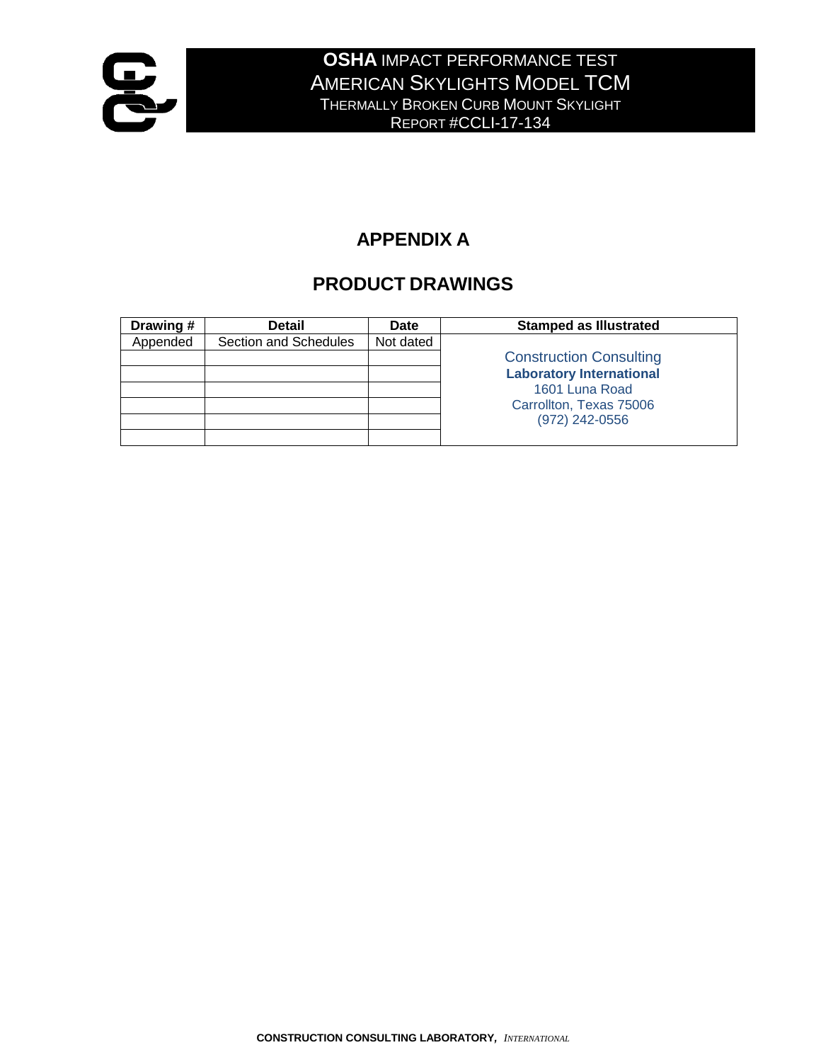# APPENDIX A

## PRODUCT DRAWINGS

| Drawing # | Detail | Date | Stamped as Illustrated |
|---|---|---|---|
| Appended | Section and Schedules | Not dated | Construction Consulting **Laboratory International** 1601 Luna Road Carrollton, Texas 75006 (972) 242-0556 |
| | | | |
| | | | |
| | | | |
| | | | |
| | | | |
| | | | |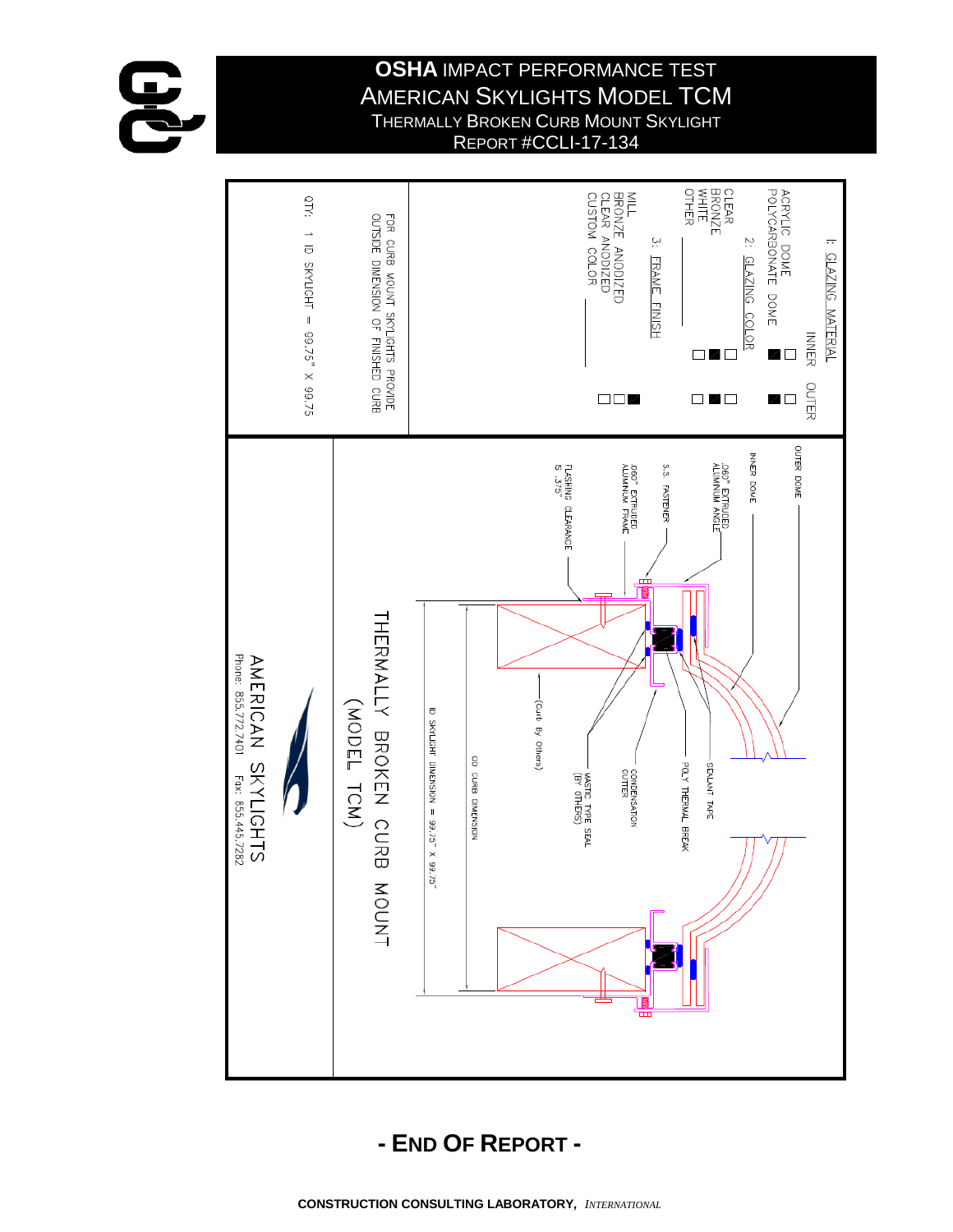# **OSHA** IMPACT PERFORMANCE TEST

## AMERICAN SKYLIGHTS MODEL TCM

THERMALLY BROKEN CURB MOUNT SKYLIGHT

REPORT #CCLI-17-134

1: GLAZING MATERIAL

| | INNER | OUTER |
|---|---|---|
| ACRYLIC DOME | ☐ | ☐ |
| POLYCARBONATE DOME | ■ | ■ |

2: GLAZING COLOR

| | INNER | OUTER |
|---|---|---|
| CLEAR | ☐ | ☐ |
| BRONZE | ■ | ■ |
| WHITE | ☐ | ☐ |
| OTHER ______ | | |

3: FRAME FINISH

| | |
|---|---|
| MILL | ■ |
| BRONZE ANODIZED | ☐ |
| CLEAR ANODIZED | ☐ |
| CUSTOM COLOR ______ | |

FOR CURB MOUNT SKYLIGHTS PROVIDE OUTSIDE DIMENSION OF FINISHED CURB

QTY: 1 ID SKYLIGHT = 99.75" X 99.75

OUTER DOME

INNER DOME

.060" EXTRUDED ALUMINUM ANGLE

S.S. FASTENER

.060" EXTRUDED ALUMINUM FRAME

FLASHING CLEARANCE IS .375"

SEALANT TAPE

POLY THERMAL BREAK

CONDENSATION GUTTER

MASTIC TYPE SEAL (BY OTHERS)

(Curb By Others)

OD CURB DIMENSION

ID SKYLIGHT DIMENSION = 99.75" X 99.75"

THERMALLY BROKEN CURB MOUNT (MODEL TCM)

AMERICAN SKYLIGHTS

Phone: 855.772.7401 Fax: 855.445.7282

**- END OF REPORT -**